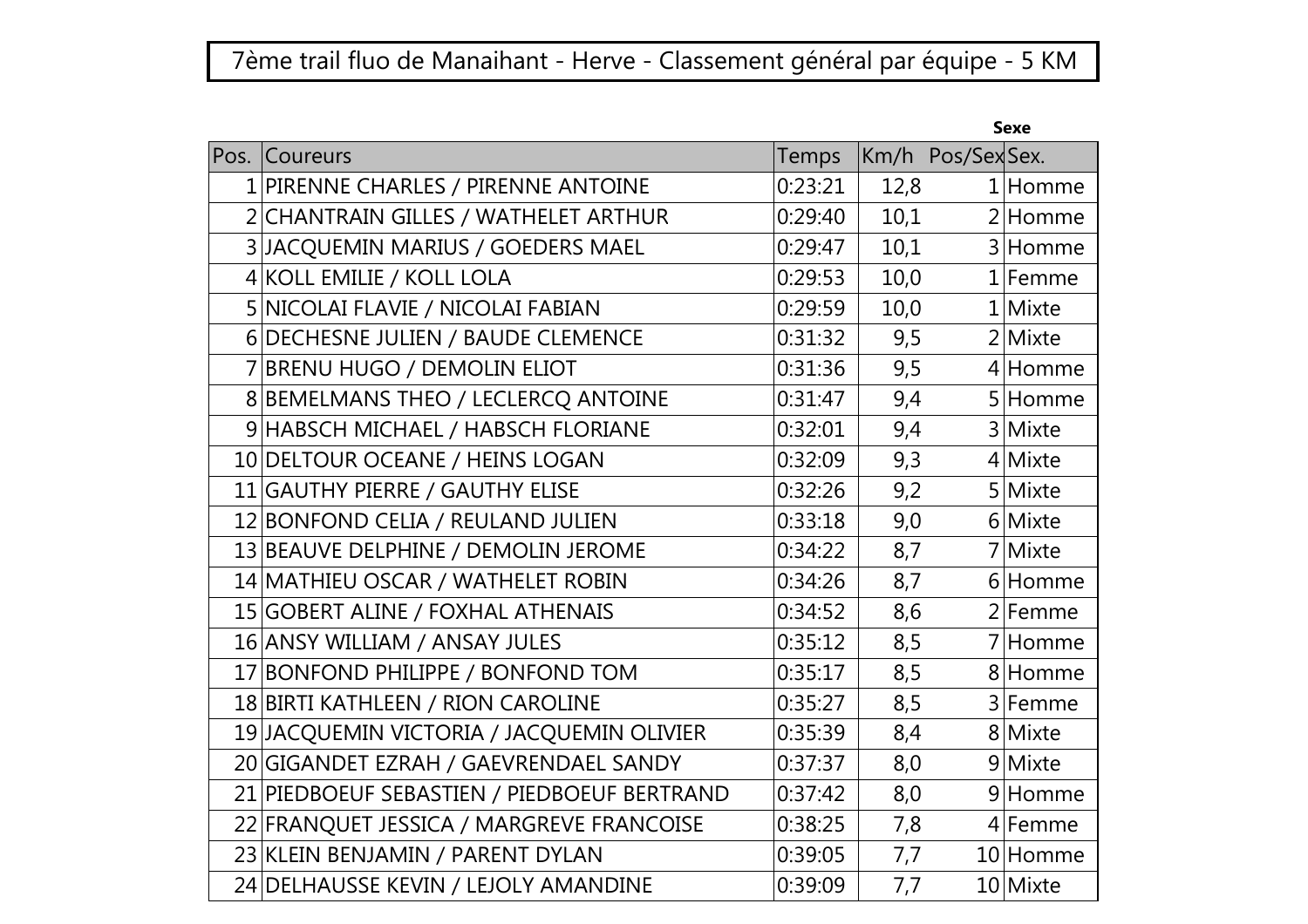# 7ème trail fluo de Manaihant - Herve - Classement général par équipe - 5 KM

| Pos. | Coureurs | Temps | Km/h | Pos/Sex | Sexe<br>Sex. |
|---|---|---|---|---|---|
| 1 | PIRENNE CHARLES / PIRENNE ANTOINE | 0:23:21 | 12,8 | 1 | Homme |
| 2 | CHANTRAIN GILLES / WATHELET ARTHUR | 0:29:40 | 10,1 | 2 | Homme |
| 3 | JACQUEMIN MARIUS / GOEDERS MAEL | 0:29:47 | 10,1 | 3 | Homme |
| 4 | KOLL EMILIE / KOLL LOLA | 0:29:53 | 10,0 | 1 | Femme |
| 5 | NICOLAI FLAVIE / NICOLAI FABIAN | 0:29:59 | 10,0 | 1 | Mixte |
| 6 | DECHESNE JULIEN / BAUDE CLEMENCE | 0:31:32 | 9,5 | 2 | Mixte |
| 7 | BRENU HUGO / DEMOLIN ELIOT | 0:31:36 | 9,5 | 4 | Homme |
| 8 | BEMELMANS THEO / LECLERCQ ANTOINE | 0:31:47 | 9,4 | 5 | Homme |
| 9 | HABSCH MICHAEL / HABSCH FLORIANE | 0:32:01 | 9,4 | 3 | Mixte |
| 10 | DELTOUR OCEANE / HEINS LOGAN | 0:32:09 | 9,3 | 4 | Mixte |
| 11 | GAUTHY PIERRE / GAUTHY ELISE | 0:32:26 | 9,2 | 5 | Mixte |
| 12 | BONFOND CELIA / REULAND JULIEN | 0:33:18 | 9,0 | 6 | Mixte |
| 13 | BEAUVE DELPHINE / DEMOLIN JEROME | 0:34:22 | 8,7 | 7 | Mixte |
| 14 | MATHIEU OSCAR / WATHELET ROBIN | 0:34:26 | 8,7 | 6 | Homme |
| 15 | GOBERT ALINE / FOXHAL ATHENAIS | 0:34:52 | 8,6 | 2 | Femme |
| 16 | ANSY WILLIAM / ANSAY JULES | 0:35:12 | 8,5 | 7 | Homme |
| 17 | BONFOND PHILIPPE / BONFOND TOM | 0:35:17 | 8,5 | 8 | Homme |
| 18 | BIRTI KATHLEEN / RION CAROLINE | 0:35:27 | 8,5 | 3 | Femme |
| 19 | JACQUEMIN VICTORIA / JACQUEMIN OLIVIER | 0:35:39 | 8,4 | 8 | Mixte |
| 20 | GIGANDET EZRAH / GAEVRENDAEL SANDY | 0:37:37 | 8,0 | 9 | Mixte |
| 21 | PIEDBOEUF SEBASTIEN / PIEDBOEUF BERTRAND | 0:37:42 | 8,0 | 9 | Homme |
| 22 | FRANQUET JESSICA / MARGREVE FRANCOISE | 0:38:25 | 7,8 | 4 | Femme |
| 23 | KLEIN BENJAMIN / PARENT DYLAN | 0:39:05 | 7,7 | 10 | Homme |
| 24 | DELHAUSSE KEVIN / LEJOLY AMANDINE | 0:39:09 | 7,7 | 10 | Mixte |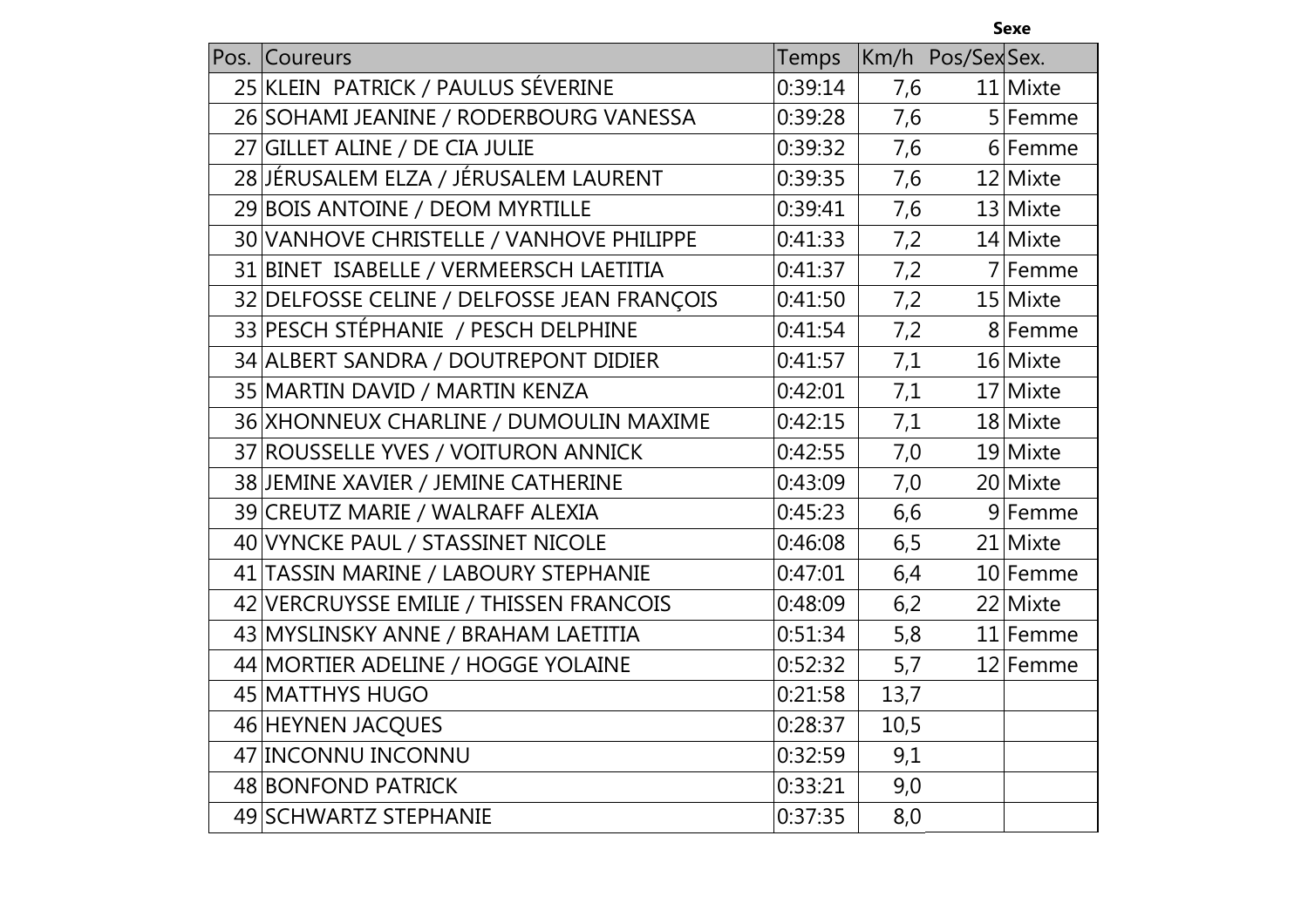| | | | | | Sexe |
|---|---|---|---|---|---|
| Pos. | Coureurs | Temps | Km/h | Pos/Sex | Sex. |
| 25 | KLEIN  PATRICK / PAULUS SÉVERINE | 0:39:14 | 7,6 | 11 | Mixte |
| 26 | SOHAMI JEANINE / RODERBOURG VANESSA | 0:39:28 | 7,6 | 5 | Femme |
| 27 | GILLET ALINE / DE CIA JULIE | 0:39:32 | 7,6 | 6 | Femme |
| 28 | JÉRUSALEM ELZA / JÉRUSALEM LAURENT | 0:39:35 | 7,6 | 12 | Mixte |
| 29 | BOIS ANTOINE / DEOM MYRTILLE | 0:39:41 | 7,6 | 13 | Mixte |
| 30 | VANHOVE CHRISTELLE / VANHOVE PHILIPPE | 0:41:33 | 7,2 | 14 | Mixte |
| 31 | BINET  ISABELLE / VERMEERSCH LAETITIA | 0:41:37 | 7,2 | 7 | Femme |
| 32 | DELFOSSE CELINE / DELFOSSE JEAN FRANÇOIS | 0:41:50 | 7,2 | 15 | Mixte |
| 33 | PESCH STÉPHANIE  / PESCH DELPHINE | 0:41:54 | 7,2 | 8 | Femme |
| 34 | ALBERT SANDRA / DOUTREPONT DIDIER | 0:41:57 | 7,1 | 16 | Mixte |
| 35 | MARTIN DAVID / MARTIN KENZA | 0:42:01 | 7,1 | 17 | Mixte |
| 36 | XHONNEUX CHARLINE / DUMOULIN MAXIME | 0:42:15 | 7,1 | 18 | Mixte |
| 37 | ROUSSELLE YVES / VOITURON ANNICK | 0:42:55 | 7,0 | 19 | Mixte |
| 38 | JEMINE XAVIER / JEMINE CATHERINE | 0:43:09 | 7,0 | 20 | Mixte |
| 39 | CREUTZ MARIE / WALRAFF ALEXIA | 0:45:23 | 6,6 | 9 | Femme |
| 40 | VYNCKE PAUL / STASSINET NICOLE | 0:46:08 | 6,5 | 21 | Mixte |
| 41 | TASSIN MARINE / LABOURY STEPHANIE | 0:47:01 | 6,4 | 10 | Femme |
| 42 | VERCRUYSSE EMILIE / THISSEN FRANCOIS | 0:48:09 | 6,2 | 22 | Mixte |
| 43 | MYSLINSKY ANNE / BRAHAM LAETITIA | 0:51:34 | 5,8 | 11 | Femme |
| 44 | MORTIER ADELINE / HOGGE YOLAINE | 0:52:32 | 5,7 | 12 | Femme |
| 45 | MATTHYS HUGO | 0:21:58 | 13,7 | | |
| 46 | HEYNEN JACQUES | 0:28:37 | 10,5 | | |
| 47 | INCONNU INCONNU | 0:32:59 | 9,1 | | |
| 48 | BONFOND PATRICK | 0:33:21 | 9,0 | | |
| 49 | SCHWARTZ STEPHANIE | 0:37:35 | 8,0 | | |